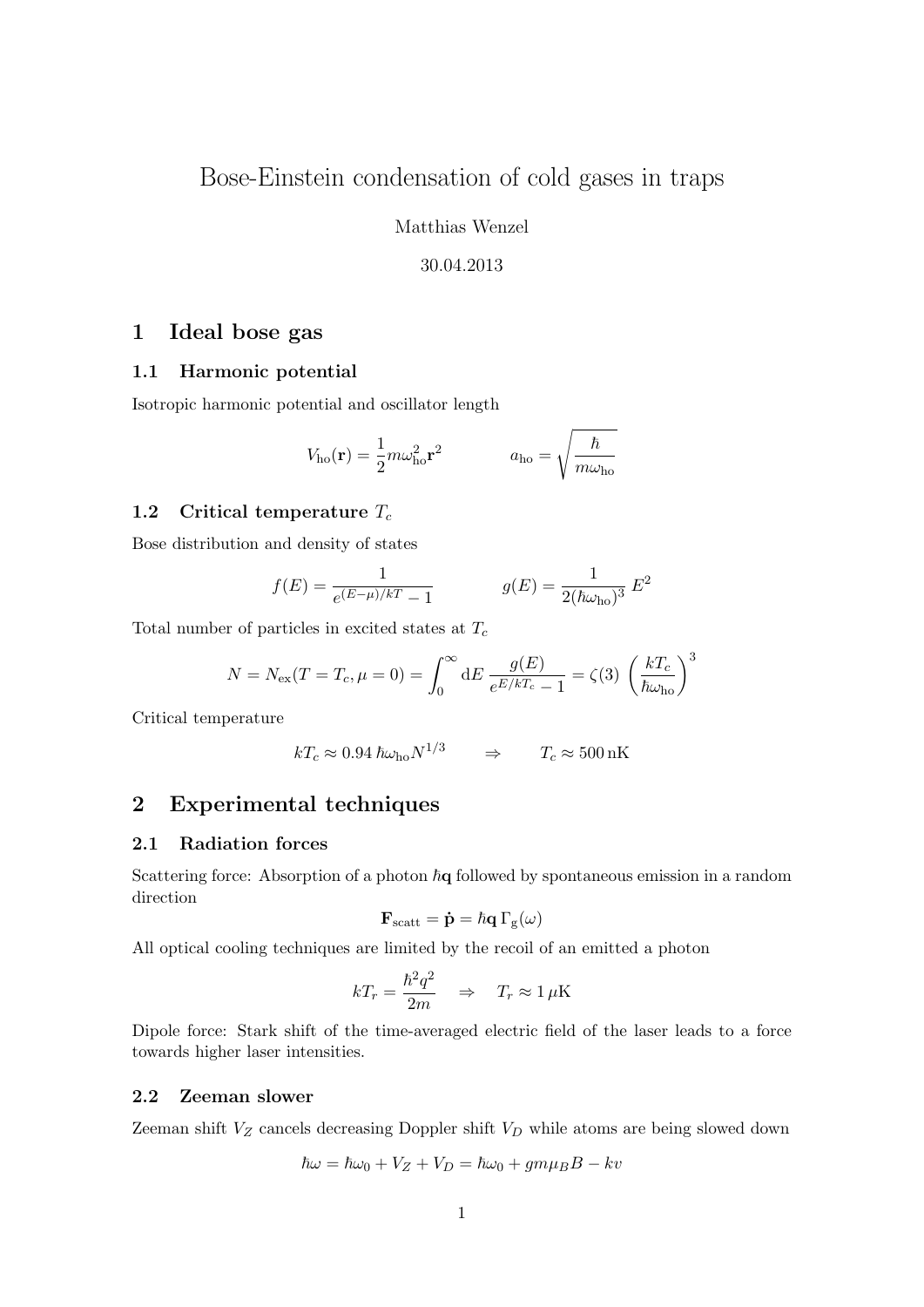# Bose-Einstein condensation of cold gases in traps

Matthias Wenzel

30.04.2013

## 1 Ideal bose gas

### 1.1 Harmonic potential

Isotropic harmonic potential and oscillator length

$$V_{\text{ho}}(\mathbf{r}) = \frac{1}{2} m \omega_{\text{ho}}^2 \mathbf{r}^2 \qquad\qquad a_{\text{ho}} = \sqrt{\frac{\hbar}{m\omega_{\text{ho}}}}$$

### 1.2 Critical temperature $T_c$

Bose distribution and density of states

$$f(E) = \frac{1}{e^{(E-\mu)/kT} - 1} \qquad\qquad g(E) = \frac{1}{2(\hbar\omega_{\text{ho}})^3} E^2$$

Total number of particles in excited states at $T_c$

$$N = N_{\text{ex}}(T = T_c, \mu = 0) = \int_0^\infty \mathrm{d}E \, \frac{g(E)}{e^{E/kT_c} - 1} = \zeta(3) \left(\frac{kT_c}{\hbar\omega_{\text{ho}}}\right)^3$$

Critical temperature

$$kT_c \approx 0.94 \, \hbar\omega_{\text{ho}} N^{1/3} \qquad \Rightarrow \qquad T_c \approx 500 \, \text{nK}$$

## 2 Experimental techniques

### 2.1 Radiation forces

Scattering force: Absorption of a photon $\hbar\mathbf{q}$ followed by spontaneous emission in a random direction

$$\mathbf{F}_{\text{scatt}} = \dot{\mathbf{p}} = \hbar\mathbf{q} \, \Gamma_{\text{g}}(\omega)$$

All optical cooling techniques are limited by the recoil of an emitted a photon

$$kT_r = \frac{\hbar^2 q^2}{2m} \quad \Rightarrow \quad T_r \approx 1 \, \mu\text{K}$$

Dipole force: Stark shift of the time-averaged electric field of the laser leads to a force towards higher laser intensities.

### 2.2 Zeeman slower

Zeeman shift $V_Z$ cancels decreasing Doppler shift $V_D$ while atoms are being slowed down

$$\hbar\omega = \hbar\omega_0 + V_Z + V_D = \hbar\omega_0 + gm\mu_B B - kv$$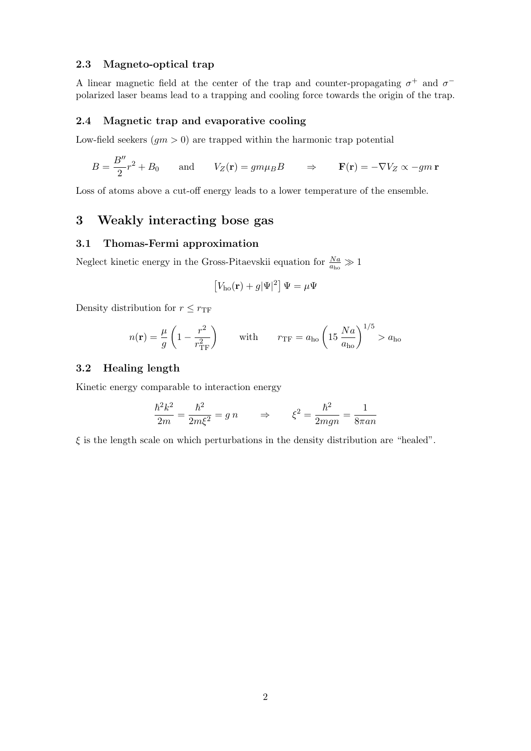### 2.3 Magneto-optical trap

A linear magnetic field at the center of the trap and counter-propagating $\sigma^+$ and $\sigma^-$ polarized laser beams lead to a trapping and cooling force towards the origin of the trap.

### 2.4 Magnetic trap and evaporative cooling

Low-field seekers ($gm > 0$) are trapped within the harmonic trap potential

$$B = \frac{B''}{2} r^2 + B_0 \qquad \text{and} \qquad V_Z(\mathbf{r}) = gm\mu_B B \qquad \Rightarrow \qquad \mathbf{F}(\mathbf{r}) = -\nabla V_Z \propto -gm\,\mathbf{r}$$

Loss of atoms above a cut-off energy leads to a lower temperature of the ensemble.

## 3 Weakly interacting bose gas

### 3.1 Thomas-Fermi approximation

Neglect kinetic energy in the Gross-Pitaevskii equation for $\frac{Na}{a_{\text{ho}}} \gg 1$

$$\left[V_{\text{ho}}(\mathbf{r}) + g|\Psi|^2\right] \Psi = \mu \Psi$$

Density distribution for $r \leq r_{\text{TF}}$

$$n(\mathbf{r}) = \frac{\mu}{g}\left(1 - \frac{r^2}{r_{\text{TF}}^2}\right) \qquad \text{with} \qquad r_{\text{TF}} = a_{\text{ho}} \left(15\, \frac{Na}{a_{\text{ho}}}\right)^{1/5} > a_{\text{ho}}$$

### 3.2 Healing length

Kinetic energy comparable to interaction energy

$$\frac{\hbar^2 k^2}{2m} = \frac{\hbar^2}{2m\xi^2} = g\,n \qquad \Rightarrow \qquad \xi^2 = \frac{\hbar^2}{2mgn} = \frac{1}{8\pi a n}$$

$\xi$ is the length scale on which perturbations in the density distribution are "healed".